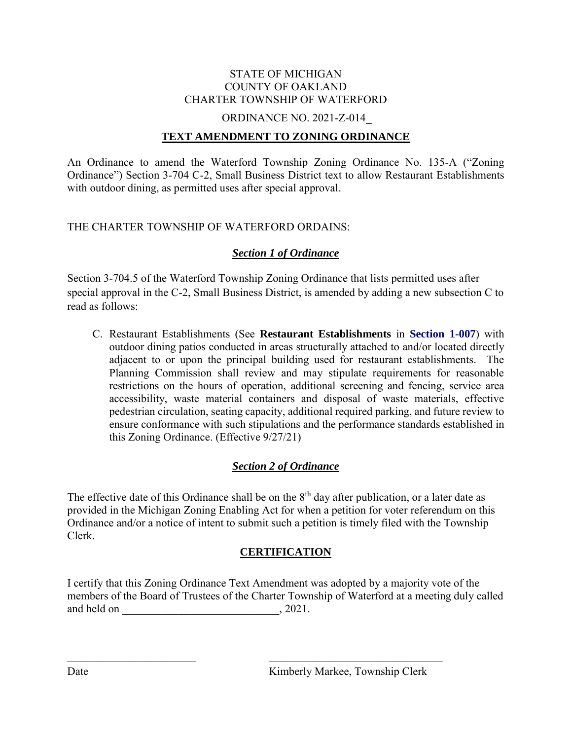STATE OF MICHIGAN
COUNTY OF OAKLAND
CHARTER TOWNSHIP OF WATERFORD

ORDINANCE NO. 2021-Z-014_

## TEXT AMENDMENT TO ZONING ORDINANCE

An Ordinance to amend the Waterford Township Zoning Ordinance No. 135-A ("Zoning Ordinance") Section 3-704 C-2, Small Business District text to allow Restaurant Establishments with outdoor dining, as permitted uses after special approval.

THE CHARTER TOWNSHIP OF WATERFORD ORDAINS:

### *Section 1 of Ordinance*

Section 3-704.5 of the Waterford Township Zoning Ordinance that lists permitted uses after special approval in the C-2, Small Business District, is amended by adding a new subsection C to read as follows:

C. Restaurant Establishments (See **Restaurant Establishments** in **Section 1-007**) with outdoor dining patios conducted in areas structurally attached to and/or located directly adjacent to or upon the principal building used for restaurant establishments. The Planning Commission shall review and may stipulate requirements for reasonable restrictions on the hours of operation, additional screening and fencing, service area accessibility, waste material containers and disposal of waste materials, effective pedestrian circulation, seating capacity, additional required parking, and future review to ensure conformance with such stipulations and the performance standards established in this Zoning Ordinance. (Effective 9/27/21)

### *Section 2 of Ordinance*

The effective date of this Ordinance shall be on the 8th day after publication, or a later date as provided in the Michigan Zoning Enabling Act for when a petition for voter referendum on this Ordinance and/or a notice of intent to submit such a petition is timely filed with the Township Clerk.

## CERTIFICATION

I certify that this Zoning Ordinance Text Amendment was adopted by a majority vote of the members of the Board of Trustees of the Charter Township of Waterford at a meeting duly called and held on ___________________________, 2021.

________________________ ________________________________

Date Kimberly Markee, Township Clerk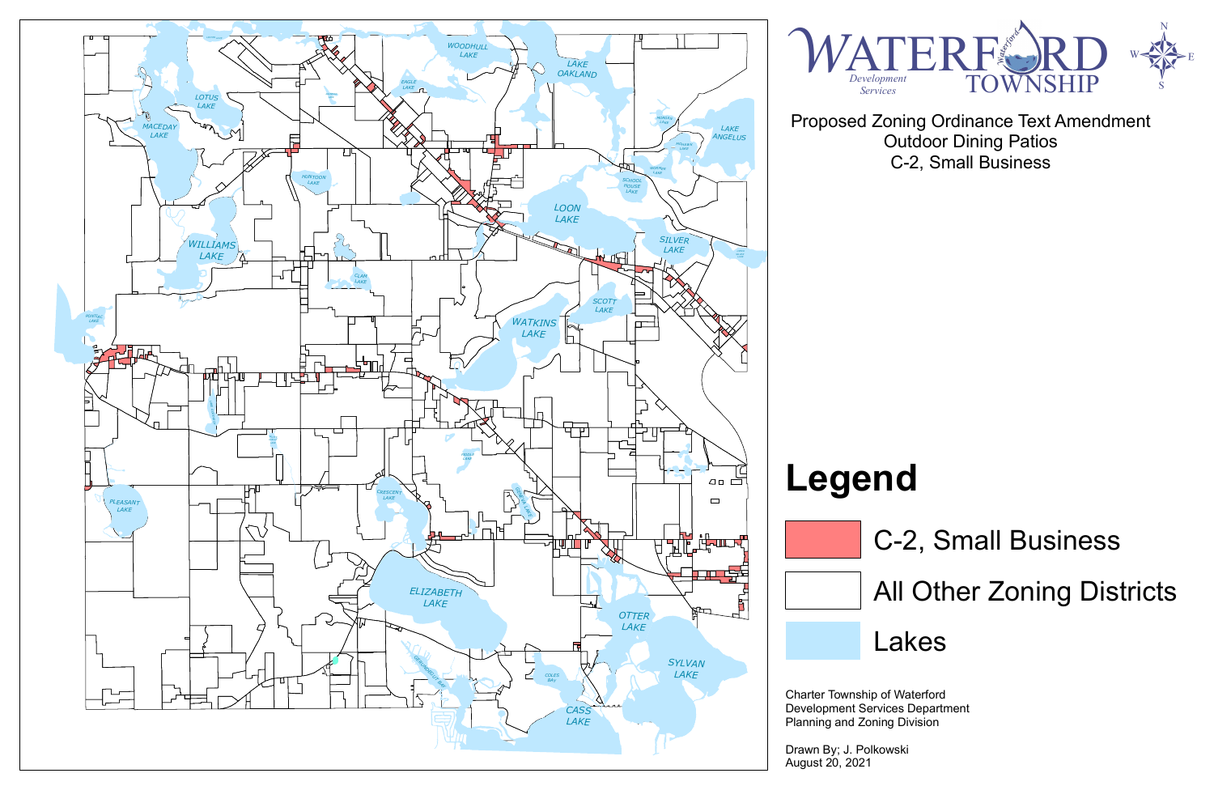WATERFORD TOWNSHIP

Development Services

# Proposed Zoning Ordinance Text Amendment
## Outdoor Dining Patios
## C-2, Small Business

WOODHULL LAKE
LAKE OAKLAND
EAGLE LAKE
LOTUS LAKE
MACEDAY LAKE
LAKE ANGELUS
SCHOOL HOUSE LAKE
HUNTOON LAKE
LOON LAKE
WILLIAMS LAKE
SILVER LAKE
CLAM LAKE
SCOTT LAKE
PONTIAC LAKE
WATKINS LAKE
PLEASANT LAKE
CRESCENT LAKE
ELIZABETH LAKE
OTTER LAKE
SYLVAN LAKE
COLES BAY
CASS LAKE

# Legend

C-2, Small Business

All Other Zoning Districts

Lakes

Charter Township of Waterford
Development Services Department
Planning and Zoning Division

Drawn By; J. Polkowski
August 20, 2021